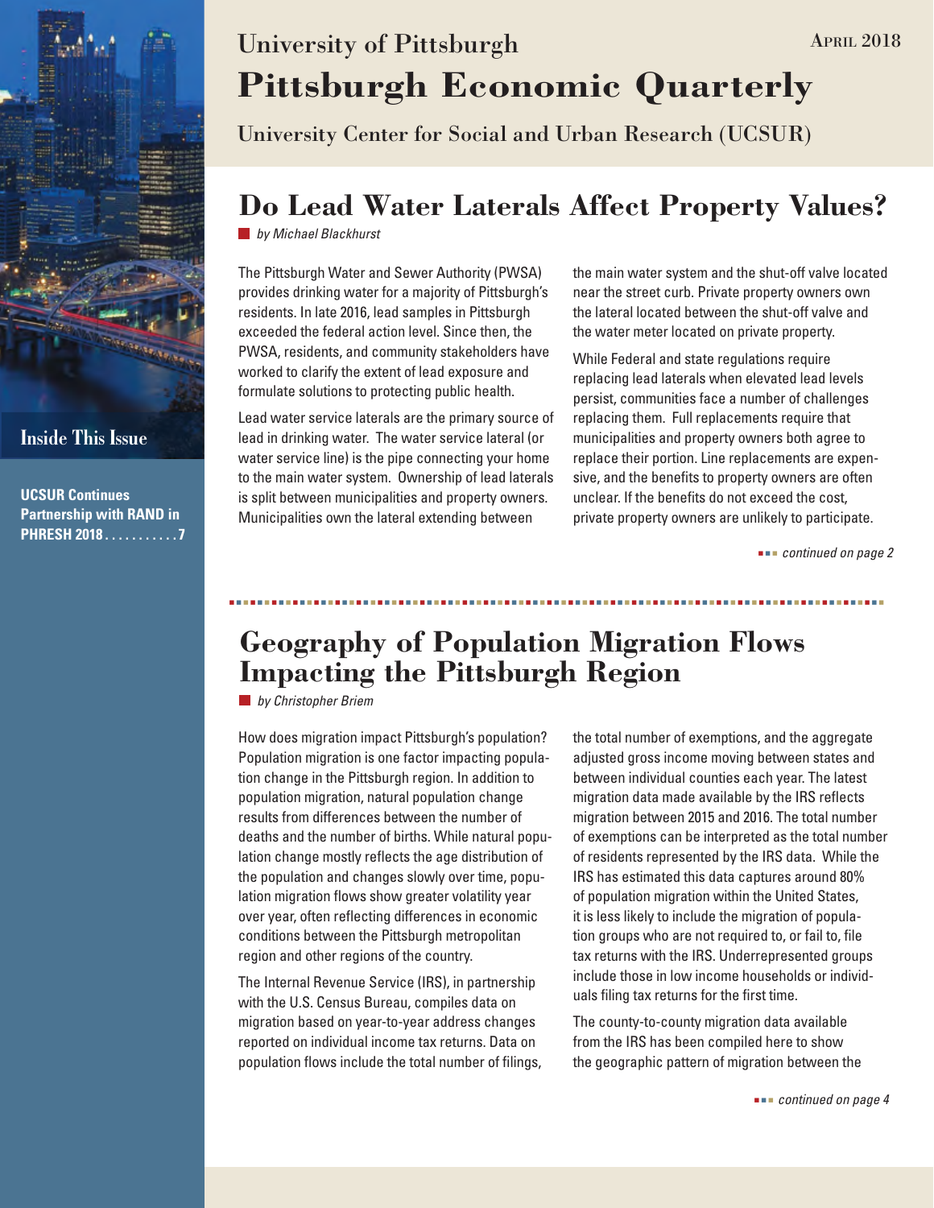University of Pittsburgh

# Pittsburgh Economic Quarterly

University Center for Social and Urban Research (UCSUR)

April 2018

**Inside This Issue**

**UCSUR Continues Partnership with RAND in PHRESH 2018 . . . . . . . . . . . 7**

## Do Lead Water Laterals Affect Property Values?

*by Michael Blackhurst*

The Pittsburgh Water and Sewer Authority (PWSA) provides drinking water for a majority of Pittsburgh's residents. In late 2016, lead samples in Pittsburgh exceeded the federal action level. Since then, the PWSA, residents, and community stakeholders have worked to clarify the extent of lead exposure and formulate solutions to protecting public health.

Lead water service laterals are the primary source of lead in drinking water. The water service lateral (or water service line) is the pipe connecting your home to the main water system. Ownership of lead laterals is split between municipalities and property owners. Municipalities own the lateral extending between the main water system and the shut-off valve located near the street curb. Private property owners own the lateral located between the shut-off valve and the water meter located on private property.

While Federal and state regulations require replacing lead laterals when elevated lead levels persist, communities face a number of challenges replacing them. Full replacements require that municipalities and property owners both agree to replace their portion. Line replacements are expensive, and the benefits to property owners are often unclear. If the benefits do not exceed the cost, private property owners are unlikely to participate.

*continued on page 2*

## Geography of Population Migration Flows Impacting the Pittsburgh Region

*by Christopher Briem*

How does migration impact Pittsburgh's population? Population migration is one factor impacting population change in the Pittsburgh region. In addition to population migration, natural population change results from differences between the number of deaths and the number of births. While natural population change mostly reflects the age distribution of the population and changes slowly over time, population migration flows show greater volatility year over year, often reflecting differences in economic conditions between the Pittsburgh metropolitan region and other regions of the country.

The Internal Revenue Service (IRS), in partnership with the U.S. Census Bureau, compiles data on migration based on year-to-year address changes reported on individual income tax returns. Data on population flows include the total number of filings, the total number of exemptions, and the aggregate adjusted gross income moving between states and between individual counties each year. The latest migration data made available by the IRS reflects migration between 2015 and 2016. The total number of exemptions can be interpreted as the total number of residents represented by the IRS data. While the IRS has estimated this data captures around 80% of population migration within the United States, it is less likely to include the migration of population groups who are not required to, or fail to, file tax returns with the IRS. Underrepresented groups include those in low income households or individuals filing tax returns for the first time.

The county-to-county migration data available from the IRS has been compiled here to show the geographic pattern of migration between the

*continued on page 4*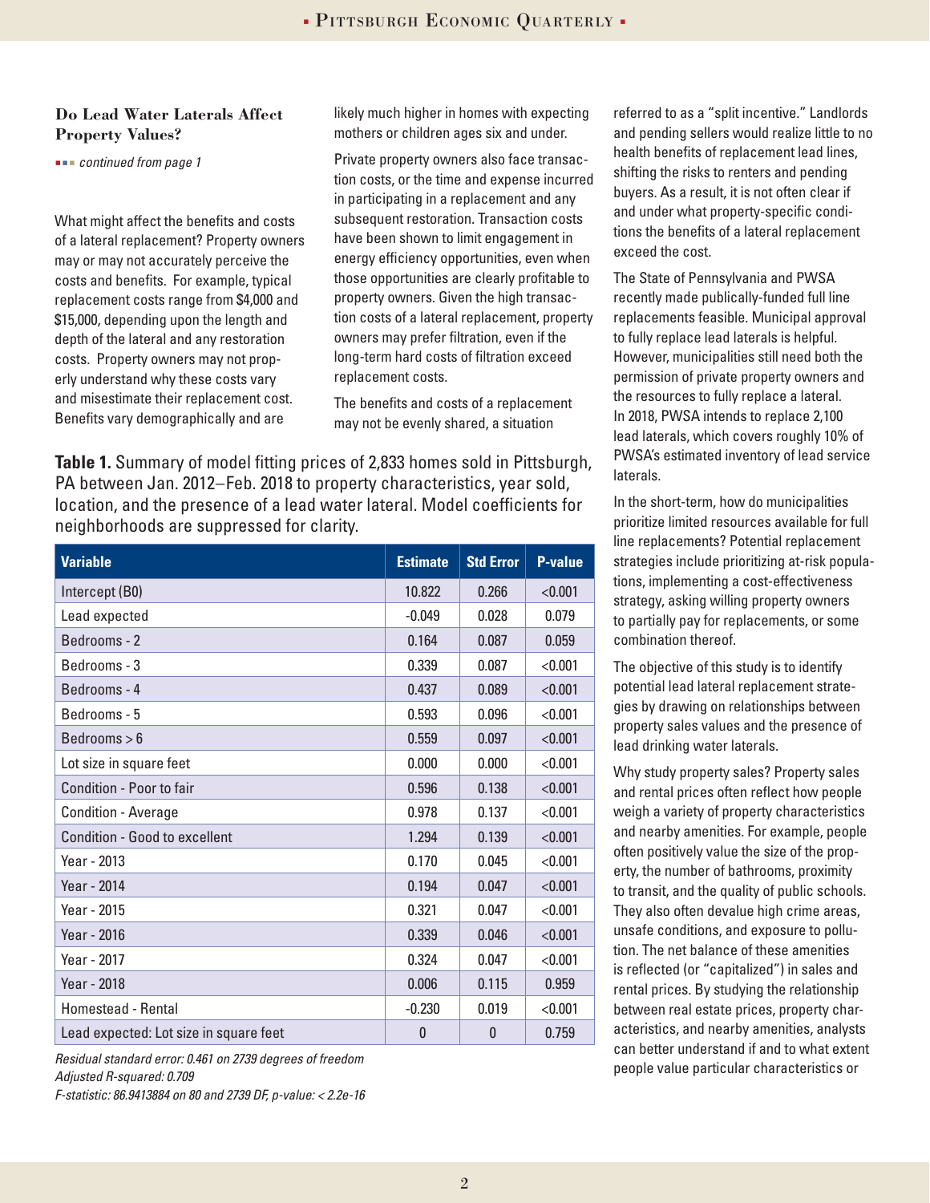### Do Lead Water Laterals Affect Property Values?

*continued from page 1*

What might affect the benefits and costs of a lateral replacement? Property owners may or may not accurately perceive the costs and benefits. For example, typical replacement costs range from $4,000 and $15,000, depending upon the length and depth of the lateral and any restoration costs. Property owners may not properly understand why these costs vary and misestimate their replacement cost. Benefits vary demographically and are likely much higher in homes with expecting mothers or children ages six and under.

Private property owners also face transaction costs, or the time and expense incurred in participating in a replacement and any subsequent restoration. Transaction costs have been shown to limit engagement in energy efficiency opportunities, even when those opportunities are clearly profitable to property owners. Given the high transaction costs of a lateral replacement, property owners may prefer filtration, even if the long-term hard costs of filtration exceed replacement costs.

The benefits and costs of a replacement may not be evenly shared, a situation referred to as a "split incentive." Landlords and pending sellers would realize little to no health benefits of replacement lead lines, shifting the risks to renters and pending buyers. As a result, it is not often clear if and under what property-specific conditions the benefits of a lateral replacement exceed the cost.

The State of Pennsylvania and PWSA recently made publically-funded full line replacements feasible. Municipal approval to fully replace lead laterals is helpful. However, municipalities still need both the permission of private property owners and the resources to fully replace a lateral. In 2018, PWSA intends to replace 2,100 lead laterals, which covers roughly 10% of PWSA's estimated inventory of lead service laterals.

In the short-term, how do municipalities prioritize limited resources available for full line replacements? Potential replacement strategies include prioritizing at-risk populations, implementing a cost-effectiveness strategy, asking willing property owners to partially pay for replacements, or some combination thereof.

The objective of this study is to identify potential lead lateral replacement strategies by drawing on relationships between property sales values and the presence of lead drinking water laterals.

Why study property sales? Property sales and rental prices often reflect how people weigh a variety of property characteristics and nearby amenities. For example, people often positively value the size of the property, the number of bathrooms, proximity to transit, and the quality of public schools. They also often devalue high crime areas, unsafe conditions, and exposure to pollution. The net balance of these amenities is reflected (or "capitalized") in sales and rental prices. By studying the relationship between real estate prices, property characteristics, and nearby amenities, analysts can better understand if and to what extent people value particular characteristics or

**Table 1.** Summary of model fitting prices of 2,833 homes sold in Pittsburgh, PA between Jan. 2012–Feb. 2018 to property characteristics, year sold, location, and the presence of a lead water lateral. Model coefficients for neighborhoods are suppressed for clarity.

| Variable | Estimate | Std Error | P-value |
|---|---|---|---|
| Intercept (B0) | 10.822 | 0.266 | <0.001 |
| Lead expected | -0.049 | 0.028 | 0.079 |
| Bedrooms - 2 | 0.164 | 0.087 | 0.059 |
| Bedrooms - 3 | 0.339 | 0.087 | <0.001 |
| Bedrooms - 4 | 0.437 | 0.089 | <0.001 |
| Bedrooms - 5 | 0.593 | 0.096 | <0.001 |
| Bedrooms > 6 | 0.559 | 0.097 | <0.001 |
| Lot size in square feet | 0.000 | 0.000 | <0.001 |
| Condition - Poor to fair | 0.596 | 0.138 | <0.001 |
| Condition - Average | 0.978 | 0.137 | <0.001 |
| Condition - Good to excellent | 1.294 | 0.139 | <0.001 |
| Year - 2013 | 0.170 | 0.045 | <0.001 |
| Year - 2014 | 0.194 | 0.047 | <0.001 |
| Year - 2015 | 0.321 | 0.047 | <0.001 |
| Year - 2016 | 0.339 | 0.046 | <0.001 |
| Year - 2017 | 0.324 | 0.047 | <0.001 |
| Year - 2018 | 0.006 | 0.115 | 0.959 |
| Homestead - Rental | -0.230 | 0.019 | <0.001 |
| Lead expected: Lot size in square feet | 0 | 0 | 0.759 |

*Residual standard error: 0.461 on 2739 degrees of freedom*
*Adjusted R-squared: 0.709*
*F-statistic: 86.9413884 on 80 and 2739 DF, p-value: < 2.2e-16*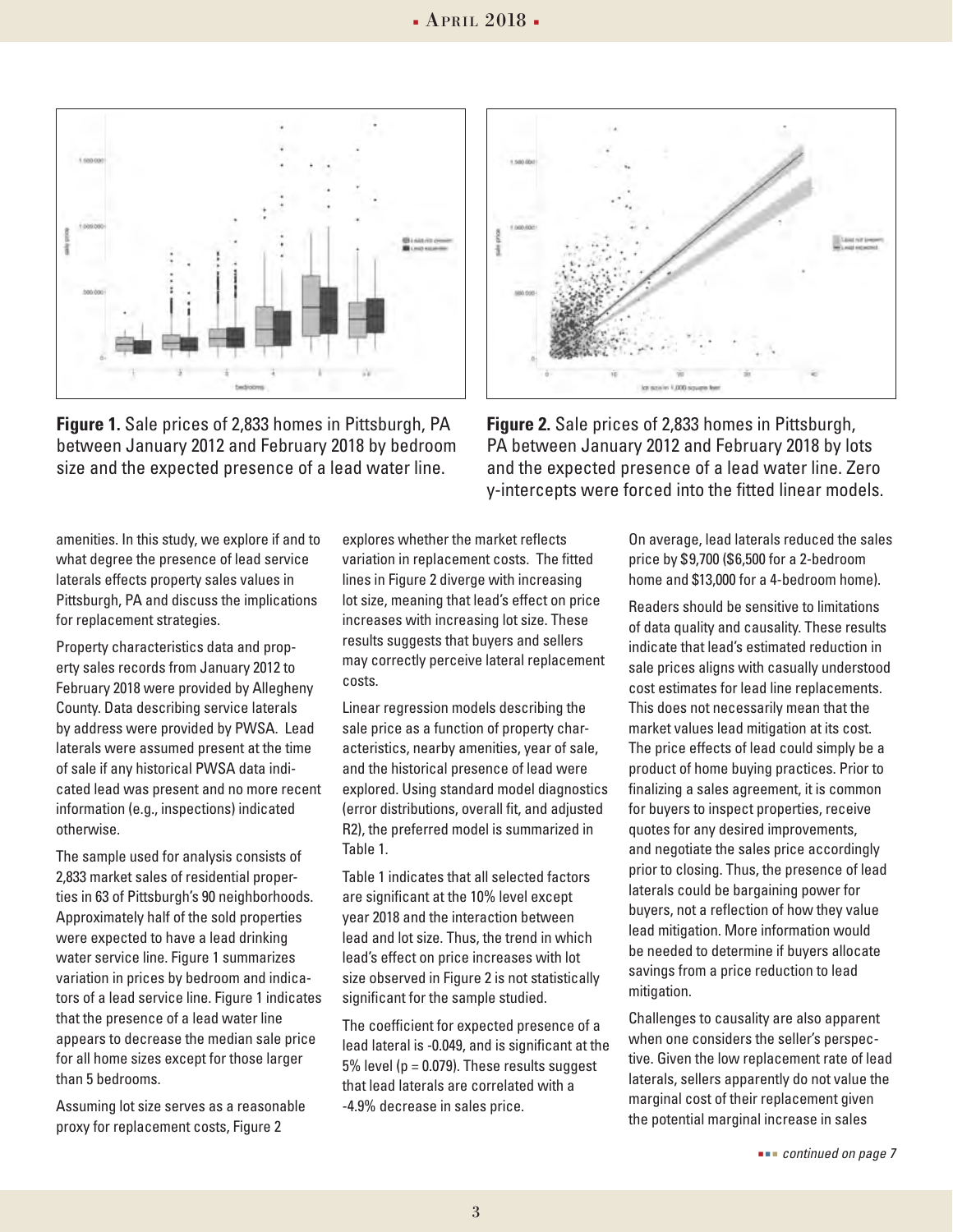**Figure 1.** Sale prices of 2,833 homes in Pittsburgh, PA between January 2012 and February 2018 by bedroom size and the expected presence of a lead water line.

**Figure 2.** Sale prices of 2,833 homes in Pittsburgh, PA between January 2012 and February 2018 by lots and the expected presence of a lead water line. Zero y-intercepts were forced into the fitted linear models.

amenities. In this study, we explore if and to what degree the presence of lead service laterals effects property sales values in Pittsburgh, PA and discuss the implications for replacement strategies.

Property characteristics data and property sales records from January 2012 to February 2018 were provided by Allegheny County. Data describing service laterals by address were provided by PWSA. Lead laterals were assumed present at the time of sale if any historical PWSA data indicated lead was present and no more recent information (e.g., inspections) indicated otherwise.

The sample used for analysis consists of 2,833 market sales of residential properties in 63 of Pittsburgh's 90 neighborhoods. Approximately half of the sold properties were expected to have a lead drinking water service line. Figure 1 summarizes variation in prices by bedroom and indicators of a lead service line. Figure 1 indicates that the presence of a lead water line appears to decrease the median sale price for all home sizes except for those larger than 5 bedrooms.

Assuming lot size serves as a reasonable proxy for replacement costs, Figure 2 explores whether the market reflects variation in replacement costs. The fitted lines in Figure 2 diverge with increasing lot size, meaning that lead's effect on price increases with increasing lot size. These results suggests that buyers and sellers may correctly perceive lateral replacement costs.

Linear regression models describing the sale price as a function of property characteristics, nearby amenities, year of sale, and the historical presence of lead were explored. Using standard model diagnostics (error distributions, overall fit, and adjusted R2), the preferred model is summarized in Table 1.

Table 1 indicates that all selected factors are significant at the 10% level except year 2018 and the interaction between lead and lot size. Thus, the trend in which lead's effect on price increases with lot size observed in Figure 2 is not statistically significant for the sample studied.

The coefficient for expected presence of a lead lateral is -0.049, and is significant at the 5% level ($p = 0.079$). These results suggest that lead laterals are correlated with a -4.9% decrease in sales price.

On average, lead laterals reduced the sales price by $9,700 ($6,500 for a 2-bedroom home and $13,000 for a 4-bedroom home).

Readers should be sensitive to limitations of data quality and causality. These results indicate that lead's estimated reduction in sale prices aligns with casually understood cost estimates for lead line replacements. This does not necessarily mean that the market values lead mitigation at its cost. The price effects of lead could simply be a product of home buying practices. Prior to finalizing a sales agreement, it is common for buyers to inspect properties, receive quotes for any desired improvements, and negotiate the sales price accordingly prior to closing. Thus, the presence of lead laterals could be bargaining power for buyers, not a reflection of how they value lead mitigation. More information would be needed to determine if buyers allocate savings from a price reduction to lead mitigation.

Challenges to causality are also apparent when one considers the seller's perspective. Given the low replacement rate of lead laterals, sellers apparently do not value the marginal cost of their replacement given the potential marginal increase in sales

*continued on page 7*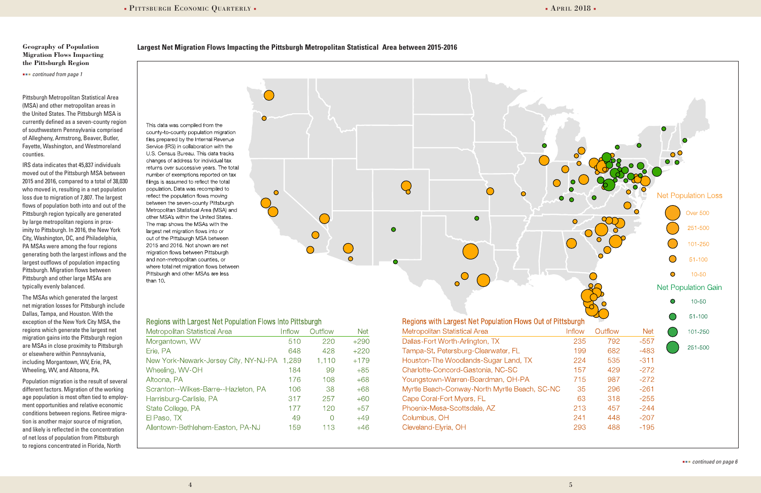### Geography of Population Migration Flows Impacting the Pittsburgh Region

*continued from page 1*

Pittsburgh Metropolitan Statistical Area (MSA) and other metropolitan areas in the United States. The Pittsburgh MSA is currently defined as a seven-county region of southwestern Pennsylvania comprised of Allegheny, Armstrong, Beaver, Butler, Fayette, Washington, and Westmoreland counties.

IRS data indicates that 45,837 individuals moved out of the Pittsburgh MSA between 2015 and 2016, compared to a total of 38,030 who moved in, resulting in a net population loss due to migration of 7,807. The largest flows of population both into and out of the Pittsburgh region typically are generated by large metropolitan regions in proximity to Pittsburgh. In 2016, the New York City, Washington, DC, and Philadelphia, PA MSAs were among the four regions generating both the largest inflows and the largest outflows of population impacting Pittsburgh. Migration flows between Pittsburgh and other large MSAs are typically evenly balanced.

The MSAs which generated the largest net migration losses for Pittsburgh include Dallas, Tampa, and Houston. With the exception of the New York City MSA, the regions which generate the largest net migration gains into the Pittsburgh region are MSAs in close proximity to Pittsburgh or elsewhere within Pennsylvania, including Morgantown, WV, Erie, PA, Wheeling, WV, and Altoona, PA.

Population migration is the result of several different factors. Migration of the working age population is most often tied to employment opportunities and relative economic conditions between regions. Retiree migration is another major source of migration, and likely is reflected in the concentration of net loss of population from Pittsburgh to regions concentrated in Florida, North

**Largest Net Migration Flows Impacting the Pittsburgh Metropolitan Statistical Area between 2015-2016**

This data was compiled from the county-to-county population migration files prepared by the Internal Revenue Service (IRS) in collaboration with the U.S. Census Bureau. This data tracks changes of address for individual tax returns over successive years. The total number of exemptions reported on tax filings is assumed to reflect the total population. Data was recompiled to reflect the population flows moving between the seven-county Pittsburgh Metropolitan Statistical Area (MSA) and other MSA's within the United States. The map shows the MSAs with the largest net migration flows into or out of the Pittsburgh MSA between 2015 and 2016. Not shown are net migration flows between Pittsburgh and non-metropolitan counties, or where total net migration flows between Pittsburgh and other MSAs are less than 10.

Net Population Loss: Over 500; 251-500; 101-250; 51-100; 10-50

Net Population Gain: 10-50; 51-100; 101-250; 251-500

**Regions with Largest Net Population Flows Into Pittsburgh**

| Metropolitan Statistical Area | Inflow | Outflow | Net |
|---|---|---|---|
| Morgantown, WV | 510 | 220 | +290 |
| Erie, PA | 648 | 428 | +220 |
| New York-Newark-Jersey City, NY-NJ-PA | 1,289 | 1,110 | +179 |
| Wheeling, WV-OH | 184 | 99 | +85 |
| Altoona, PA | 176 | 108 | +68 |
| Scranton--Wilkes-Barre--Hazleton, PA | 106 | 38 | +68 |
| Harrisburg-Carlisle, PA | 317 | 257 | +60 |
| State College, PA | 177 | 120 | +57 |
| El Paso, TX | 49 | 0 | +49 |
| Allentown-Bethlehem-Easton, PA-NJ | 159 | 113 | +46 |

**Regions with Largest Net Population Flows Out of Pittsburgh**

| Metropolitan Statistical Area | Inflow | Outflow | Net |
|---|---|---|---|
| Dallas-Fort Worth-Arlington, TX | 235 | 792 | -557 |
| Tampa-St. Petersburg-Clearwater, FL | 199 | 682 | -483 |
| Houston-The Woodlands-Sugar Land, TX | 224 | 535 | -311 |
| Charlotte-Concord-Gastonia, NC-SC | 157 | 429 | -272 |
| Youngstown-Warren-Boardman, OH-PA | 715 | 987 | -272 |
| Myrtle Beach-Conway-North Myrtle Beach, SC-NC | 35 | 296 | -261 |
| Cape Coral-Fort Myers, FL | 63 | 318 | -255 |
| Phoenix-Mesa-Scottsdale, AZ | 213 | 457 | -244 |
| Columbus, OH | 241 | 448 | -207 |
| Cleveland-Elyria, OH | 293 | 488 | -195 |

*continued on page 6*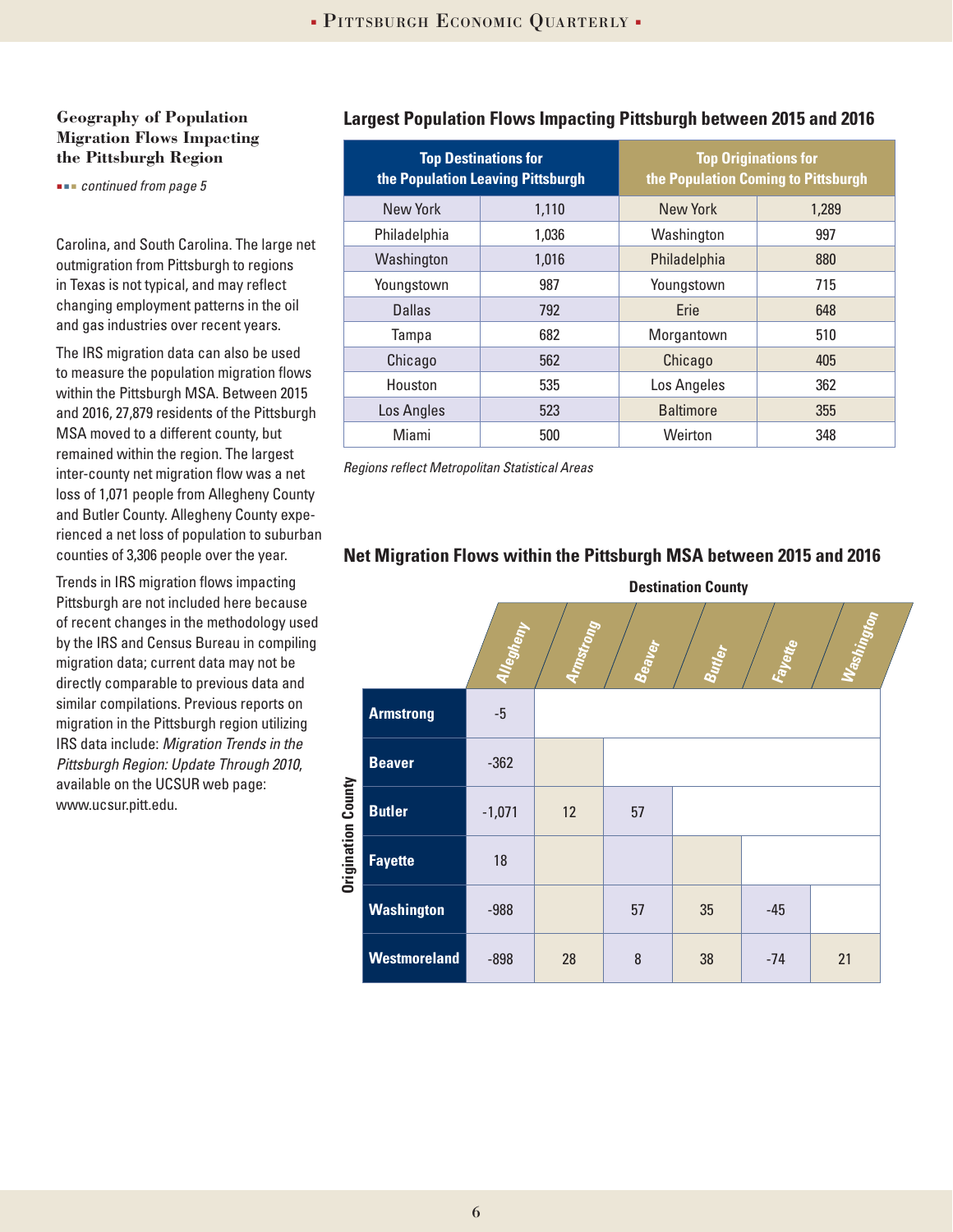### Geography of Population Migration Flows Impacting the Pittsburgh Region

*continued from page 5*

Carolina, and South Carolina. The large net outmigration from Pittsburgh to regions in Texas is not typical, and may reflect changing employment patterns in the oil and gas industries over recent years.

The IRS migration data can also be used to measure the population migration flows within the Pittsburgh MSA. Between 2015 and 2016, 27,879 residents of the Pittsburgh MSA moved to a different county, but remained within the region. The largest inter-county net migration flow was a net loss of 1,071 people from Allegheny County and Butler County. Allegheny County experienced a net loss of population to suburban counties of 3,306 people over the year.

Trends in IRS migration flows impacting Pittsburgh are not included here because of recent changes in the methodology used by the IRS and Census Bureau in compiling migration data; current data may not be directly comparable to previous data and similar compilations. Previous reports on migration in the Pittsburgh region utilizing IRS data include: *Migration Trends in the Pittsburgh Region: Update Through 2010*, available on the UCSUR web page: www.ucsur.pitt.edu.

**Largest Population Flows Impacting Pittsburgh between 2015 and 2016**

| Top Destinations for the Population Leaving Pittsburgh | | Top Originations for the Population Coming to Pittsburgh | |
|---|---|---|---|
| New York | 1,110 | New York | 1,289 |
| Philadelphia | 1,036 | Washington | 997 |
| Washington | 1,016 | Philadelphia | 880 |
| Youngstown | 987 | Youngstown | 715 |
| Dallas | 792 | Erie | 648 |
| Tampa | 682 | Morgantown | 510 |
| Chicago | 562 | Chicago | 405 |
| Houston | 535 | Los Angeles | 362 |
| Los Angles | 523 | Baltimore | 355 |
| Miami | 500 | Weirton | 348 |

*Regions reflect Metropolitan Statistical Areas*

**Net Migration Flows within the Pittsburgh MSA between 2015 and 2016**

| Origination County \ Destination County | Allegheny | Armstrong | Beaver | Butler | Fayette | Washington |
|---|---|---|---|---|---|---|
| Armstrong | -5 | | | | | |
| Beaver | -362 | | | | | |
| Butler | -1,071 | 12 | 57 | | | |
| Fayette | 18 | | | | | |
| Washington | -988 | | 57 | 35 | -45 | |
| Westmoreland | -898 | 28 | 8 | 38 | -74 | 21 |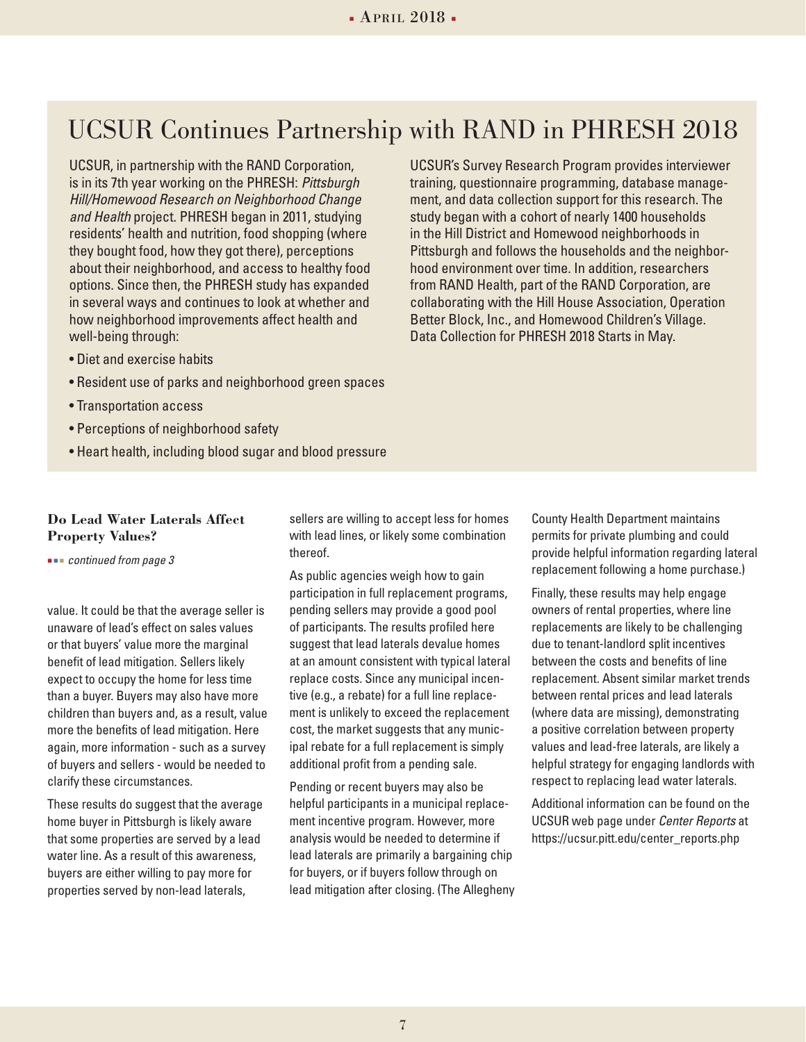## UCSUR Continues Partnership with RAND in PHRESH 2018

UCSUR, in partnership with the RAND Corporation, is in its 7th year working on the PHRESH: *Pittsburgh Hill/Homewood Research on Neighborhood Change and Health* project. PHRESH began in 2011, studying residents' health and nutrition, food shopping (where they bought food, how they got there), perceptions about their neighborhood, and access to healthy food options. Since then, the PHRESH study has expanded in several ways and continues to look at whether and how neighborhood improvements affect health and well-being through:

- Diet and exercise habits
- Resident use of parks and neighborhood green spaces
- Transportation access
- Perceptions of neighborhood safety
- Heart health, including blood sugar and blood pressure

UCSUR's Survey Research Program provides interviewer training, questionnaire programming, database management, and data collection support for this research. The study began with a cohort of nearly 1400 households in the Hill District and Homewood neighborhoods in Pittsburgh and follows the households and the neighborhood environment over time. In addition, researchers from RAND Health, part of the RAND Corporation, are collaborating with the Hill House Association, Operation Better Block, Inc., and Homewood Children's Village. Data Collection for PHRESH 2018 Starts in May.

### Do Lead Water Laterals Affect Property Values?

*continued from page 3*

value. It could be that the average seller is unaware of lead's effect on sales values or that buyers' value more the marginal benefit of lead mitigation. Sellers likely expect to occupy the home for less time than a buyer. Buyers may also have more children than buyers and, as a result, value more the benefits of lead mitigation. Here again, more information - such as a survey of buyers and sellers - would be needed to clarify these circumstances.

These results do suggest that the average home buyer in Pittsburgh is likely aware that some properties are served by a lead water line. As a result of this awareness, buyers are either willing to pay more for properties served by non-lead laterals, sellers are willing to accept less for homes with lead lines, or likely some combination thereof.

As public agencies weigh how to gain participation in full replacement programs, pending sellers may provide a good pool of participants. The results profiled here suggest that lead laterals devalue homes at an amount consistent with typical lateral replace costs. Since any municipal incentive (e.g., a rebate) for a full line replacement is unlikely to exceed the replacement cost, the market suggests that any municipal rebate for a full replacement is simply additional profit from a pending sale.

Pending or recent buyers may also be helpful participants in a municipal replacement incentive program. However, more analysis would be needed to determine if lead laterals are primarily a bargaining chip for buyers, or if buyers follow through on lead mitigation after closing. (The Allegheny County Health Department maintains permits for private plumbing and could provide helpful information regarding lateral replacement following a home purchase.)

Finally, these results may help engage owners of rental properties, where line replacements are likely to be challenging due to tenant-landlord split incentives between the costs and benefits of line replacement. Absent similar market trends between rental prices and lead laterals (where data are missing), demonstrating a positive correlation between property values and lead-free laterals, are likely a helpful strategy for engaging landlords with respect to replacing lead water laterals.

Additional information can be found on the UCSUR web page under *Center Reports* at https://ucsur.pitt.edu/center_reports.php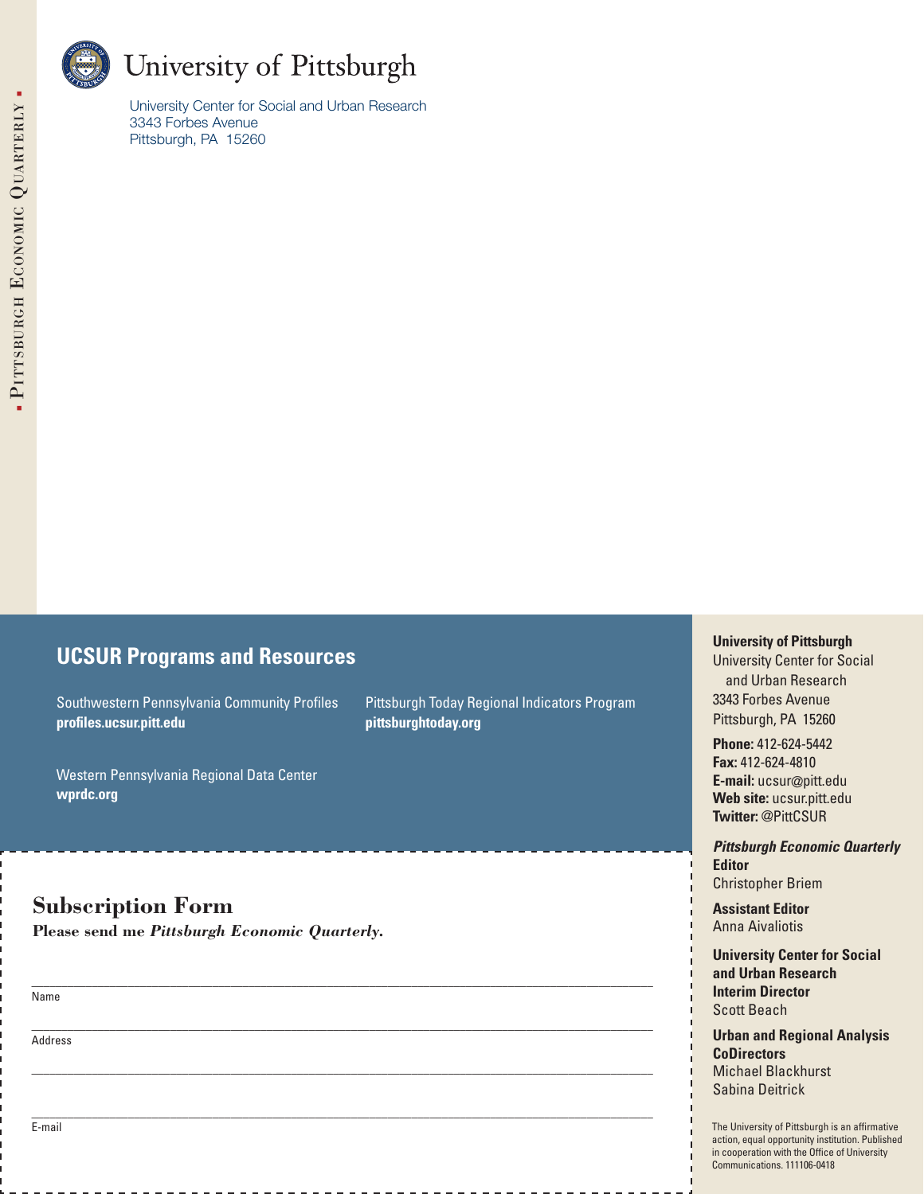University of Pittsburgh

University Center for Social and Urban Research
3343 Forbes Avenue
Pittsburgh, PA 15260

## UCSUR Programs and Resources

Southwestern Pennsylvania Community Profiles
**profiles.ucsur.pitt.edu**

Pittsburgh Today Regional Indicators Program
**pittsburghtoday.org**

Western Pennsylvania Regional Data Center
**wprdc.org**

## Subscription Form

**Please send me *Pittsburgh Economic Quarterly*.**

Name

Address

E-mail

**University of Pittsburgh**
University Center for Social and Urban Research
3343 Forbes Avenue
Pittsburgh, PA 15260

**Phone:** 412-624-5442
**Fax:** 412-624-4810
**E-mail:** ucsur@pitt.edu
**Web site:** ucsur.pitt.edu
**Twitter:** @PittCSUR

***Pittsburgh Economic Quarterly* Editor**
Christopher Briem

**Assistant Editor**
Anna Aivaliotis

**University Center for Social and Urban Research Interim Director**
Scott Beach

**Urban and Regional Analysis CoDirectors**
Michael Blackhurst
Sabina Deitrick

The University of Pittsburgh is an affirmative action, equal opportunity institution. Published in cooperation with the Office of University Communications. 111106-0418